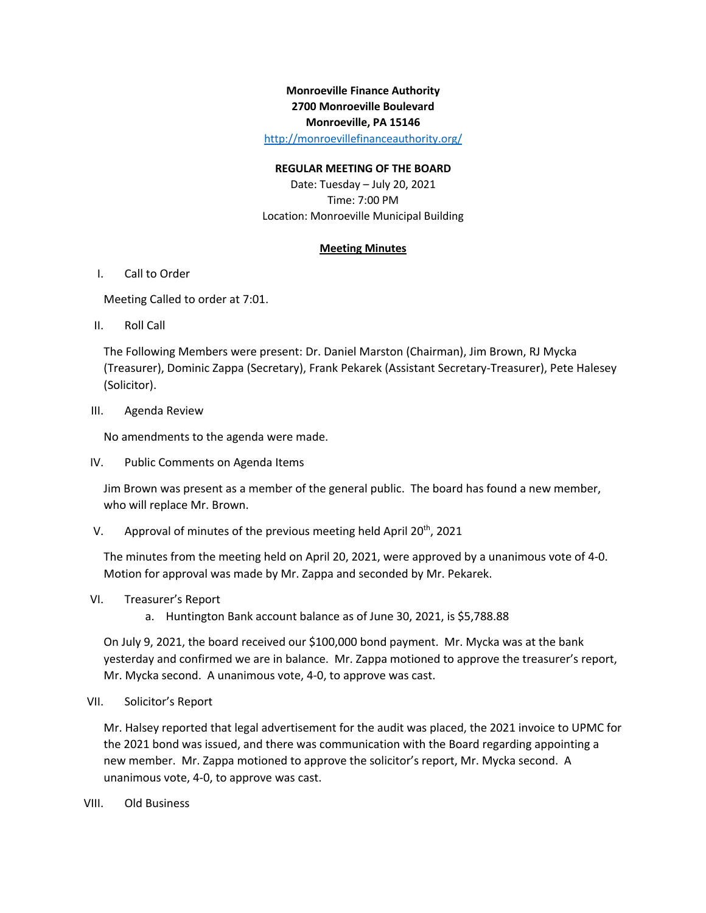**Monroeville Finance Authority**
**2700 Monroeville Boulevard**
**Monroeville, PA 15146**
[http://monroevillefinanceauthority.org/](http://monroevillefinanceauthority.org/)

**REGULAR MEETING OF THE BOARD**

Date: Tuesday – July 20, 2021
Time: 7:00 PM
Location: Monroeville Municipal Building

**Meeting Minutes**

I. Call to Order

Meeting Called to order at 7:01.

II. Roll Call

The Following Members were present: Dr. Daniel Marston (Chairman), Jim Brown, RJ Mycka (Treasurer), Dominic Zappa (Secretary), Frank Pekarek (Assistant Secretary-Treasurer), Pete Halesey (Solicitor).

III. Agenda Review

No amendments to the agenda were made.

IV. Public Comments on Agenda Items

Jim Brown was present as a member of the general public. The board has found a new member, who will replace Mr. Brown.

V. Approval of minutes of the previous meeting held April 20th, 2021

The minutes from the meeting held on April 20, 2021, were approved by a unanimous vote of 4-0. Motion for approval was made by Mr. Zappa and seconded by Mr. Pekarek.

VI. Treasurer's Report

a. Huntington Bank account balance as of June 30, 2021, is $5,788.88

On July 9, 2021, the board received our $100,000 bond payment. Mr. Mycka was at the bank yesterday and confirmed we are in balance. Mr. Zappa motioned to approve the treasurer's report, Mr. Mycka second. A unanimous vote, 4-0, to approve was cast.

VII. Solicitor's Report

Mr. Halsey reported that legal advertisement for the audit was placed, the 2021 invoice to UPMC for the 2021 bond was issued, and there was communication with the Board regarding appointing a new member. Mr. Zappa motioned to approve the solicitor's report, Mr. Mycka second. A unanimous vote, 4-0, to approve was cast.

VIII. Old Business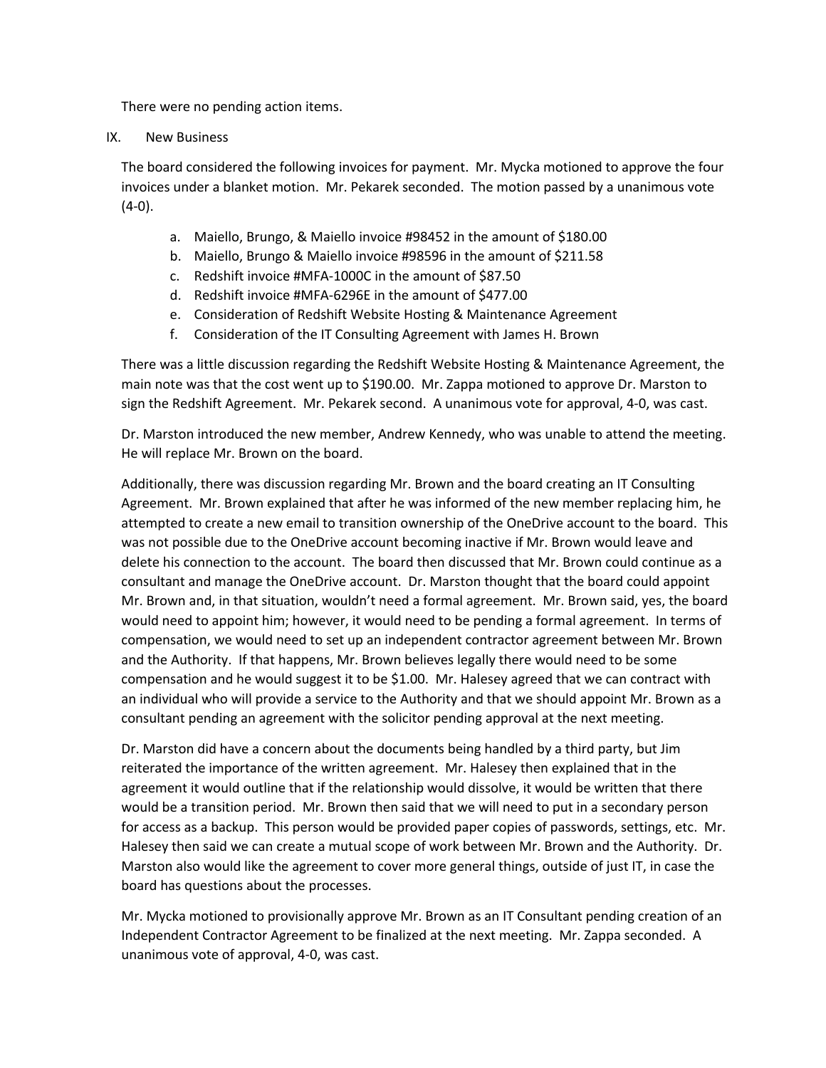There were no pending action items.

IX. New Business

The board considered the following invoices for payment. Mr. Mycka motioned to approve the four invoices under a blanket motion. Mr. Pekarek seconded. The motion passed by a unanimous vote (4-0).

a. Maiello, Brungo, & Maiello invoice #98452 in the amount of $180.00
b. Maiello, Brungo & Maiello invoice #98596 in the amount of $211.58
c. Redshift invoice #MFA-1000C in the amount of $87.50
d. Redshift invoice #MFA-6296E in the amount of $477.00
e. Consideration of Redshift Website Hosting & Maintenance Agreement
f. Consideration of the IT Consulting Agreement with James H. Brown

There was a little discussion regarding the Redshift Website Hosting & Maintenance Agreement, the main note was that the cost went up to $190.00. Mr. Zappa motioned to approve Dr. Marston to sign the Redshift Agreement. Mr. Pekarek second. A unanimous vote for approval, 4-0, was cast.

Dr. Marston introduced the new member, Andrew Kennedy, who was unable to attend the meeting. He will replace Mr. Brown on the board.

Additionally, there was discussion regarding Mr. Brown and the board creating an IT Consulting Agreement. Mr. Brown explained that after he was informed of the new member replacing him, he attempted to create a new email to transition ownership of the OneDrive account to the board. This was not possible due to the OneDrive account becoming inactive if Mr. Brown would leave and delete his connection to the account. The board then discussed that Mr. Brown could continue as a consultant and manage the OneDrive account. Dr. Marston thought that the board could appoint Mr. Brown and, in that situation, wouldn't need a formal agreement. Mr. Brown said, yes, the board would need to appoint him; however, it would need to be pending a formal agreement. In terms of compensation, we would need to set up an independent contractor agreement between Mr. Brown and the Authority. If that happens, Mr. Brown believes legally there would need to be some compensation and he would suggest it to be $1.00. Mr. Halesey agreed that we can contract with an individual who will provide a service to the Authority and that we should appoint Mr. Brown as a consultant pending an agreement with the solicitor pending approval at the next meeting.

Dr. Marston did have a concern about the documents being handled by a third party, but Jim reiterated the importance of the written agreement. Mr. Halesey then explained that in the agreement it would outline that if the relationship would dissolve, it would be written that there would be a transition period. Mr. Brown then said that we will need to put in a secondary person for access as a backup. This person would be provided paper copies of passwords, settings, etc. Mr. Halesey then said we can create a mutual scope of work between Mr. Brown and the Authority. Dr. Marston also would like the agreement to cover more general things, outside of just IT, in case the board has questions about the processes.

Mr. Mycka motioned to provisionally approve Mr. Brown as an IT Consultant pending creation of an Independent Contractor Agreement to be finalized at the next meeting. Mr. Zappa seconded. A unanimous vote of approval, 4-0, was cast.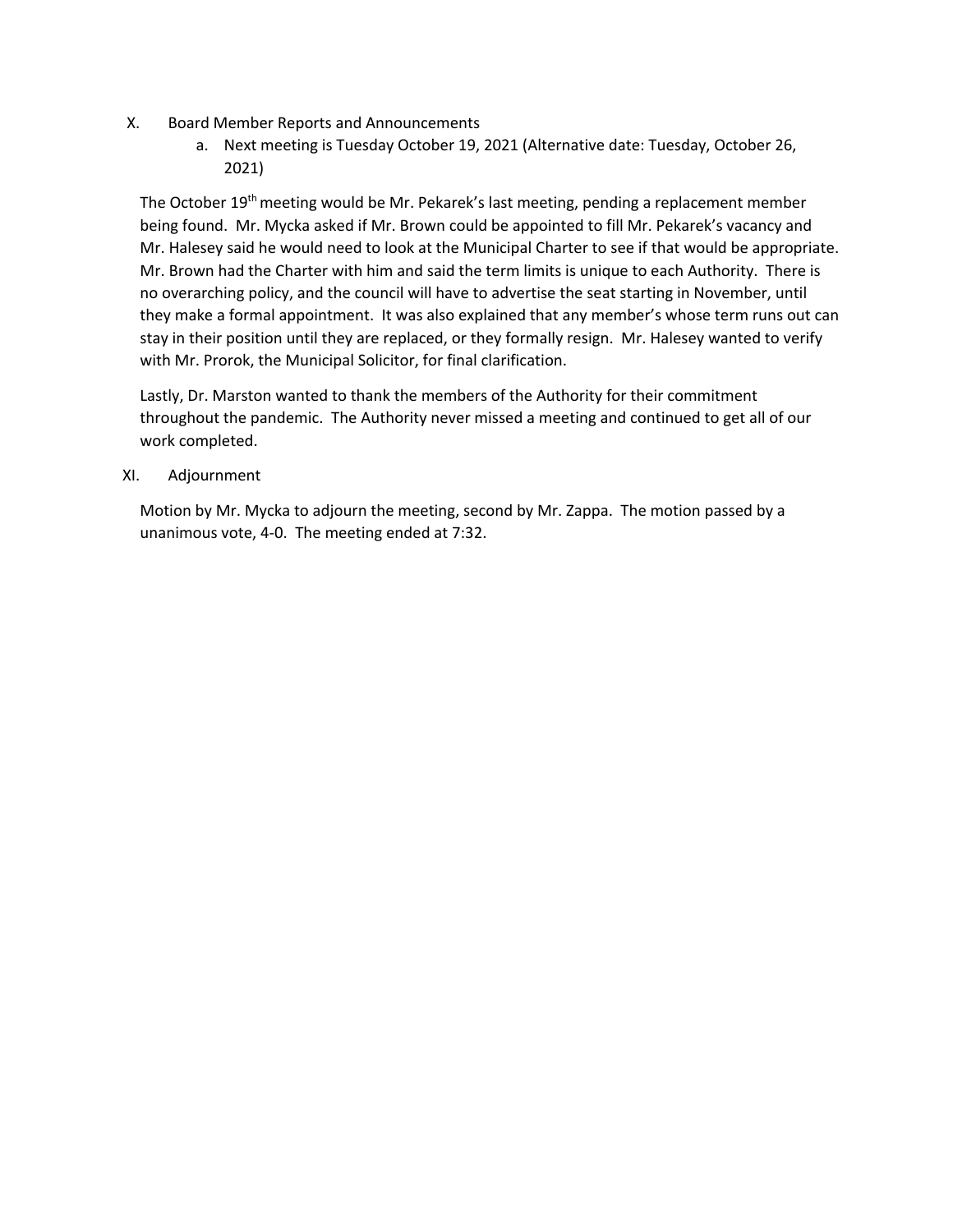X. Board Member Reports and Announcements

a. Next meeting is Tuesday October 19, 2021 (Alternative date: Tuesday, October 26, 2021)

The October 19th meeting would be Mr. Pekarek's last meeting, pending a replacement member being found. Mr. Mycka asked if Mr. Brown could be appointed to fill Mr. Pekarek's vacancy and Mr. Halesey said he would need to look at the Municipal Charter to see if that would be appropriate. Mr. Brown had the Charter with him and said the term limits is unique to each Authority. There is no overarching policy, and the council will have to advertise the seat starting in November, until they make a formal appointment. It was also explained that any member's whose term runs out can stay in their position until they are replaced, or they formally resign. Mr. Halesey wanted to verify with Mr. Prorok, the Municipal Solicitor, for final clarification.

Lastly, Dr. Marston wanted to thank the members of the Authority for their commitment throughout the pandemic. The Authority never missed a meeting and continued to get all of our work completed.

XI. Adjournment

Motion by Mr. Mycka to adjourn the meeting, second by Mr. Zappa. The motion passed by a unanimous vote, 4-0. The meeting ended at 7:32.